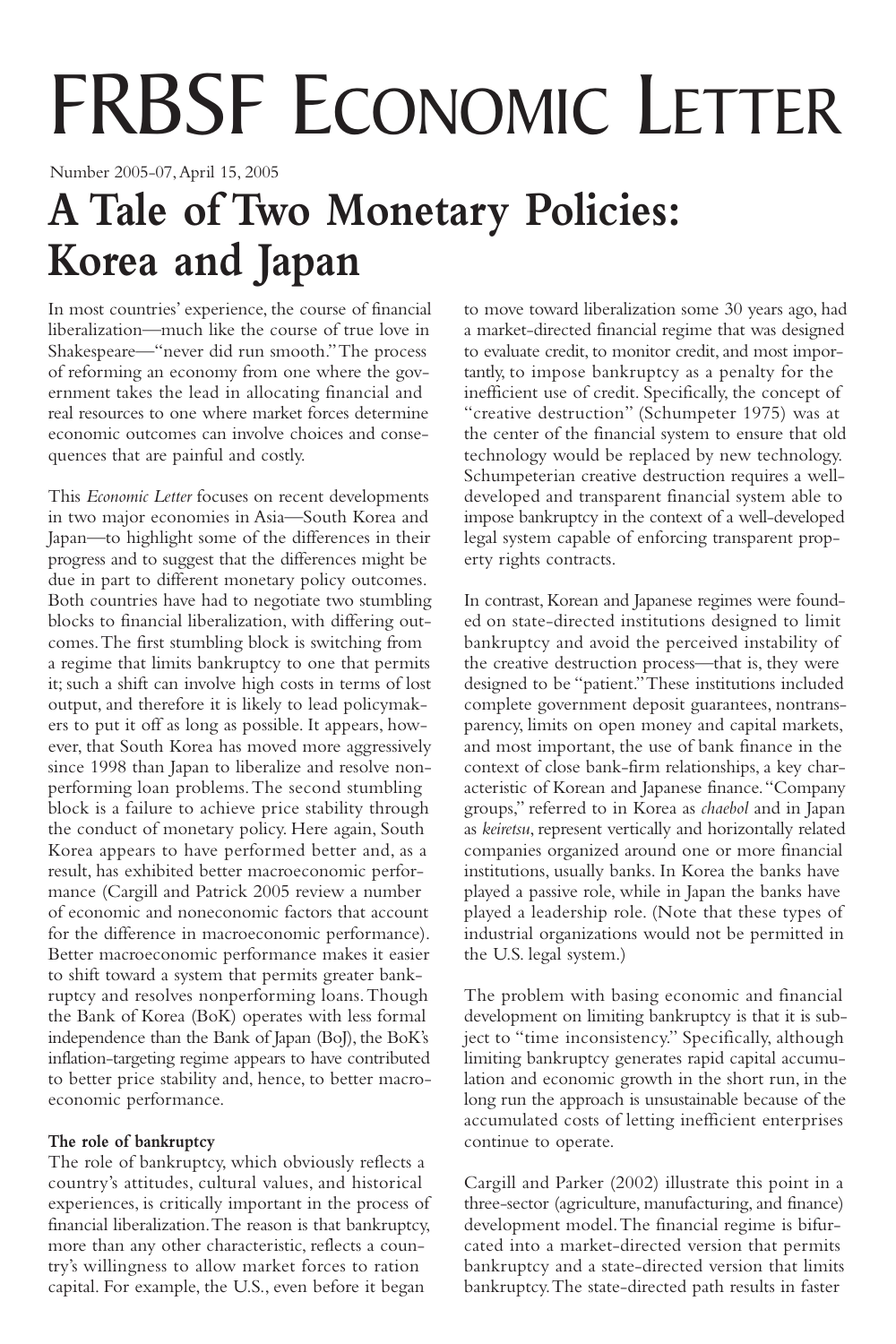# FRBSF Economic Letter

Number 2005-07, April 15, 2005

# A Tale of Two Monetary Policies: Korea and Japan

In most countries' experience, the course of financial liberalization—much like the course of true love in Shakespeare—"never did run smooth." The process of reforming an economy from one where the government takes the lead in allocating financial and real resources to one where market forces determine economic outcomes can involve choices and consequences that are painful and costly.

This *Economic Letter* focuses on recent developments in two major economies in Asia—South Korea and Japan—to highlight some of the differences in their progress and to suggest that the differences might be due in part to different monetary policy outcomes. Both countries have had to negotiate two stumbling blocks to financial liberalization, with differing outcomes. The first stumbling block is switching from a regime that limits bankruptcy to one that permits it; such a shift can involve high costs in terms of lost output, and therefore it is likely to lead policymakers to put it off as long as possible. It appears, however, that South Korea has moved more aggressively since 1998 than Japan to liberalize and resolve nonperforming loan problems. The second stumbling block is a failure to achieve price stability through the conduct of monetary policy. Here again, South Korea appears to have performed better and, as a result, has exhibited better macroeconomic performance (Cargill and Patrick 2005 review a number of economic and noneconomic factors that account for the difference in macroeconomic performance). Better macroeconomic performance makes it easier to shift toward a system that permits greater bankruptcy and resolves nonperforming loans. Though the Bank of Korea (BoK) operates with less formal independence than the Bank of Japan (BoJ), the BoK's inflation-targeting regime appears to have contributed to better price stability and, hence, to better macroeconomic performance.

**The role of bankruptcy**

The role of bankruptcy, which obviously reflects a country's attitudes, cultural values, and historical experiences, is critically important in the process of financial liberalization. The reason is that bankruptcy, more than any other characteristic, reflects a country's willingness to allow market forces to ration capital. For example, the U.S., even before it began to move toward liberalization some 30 years ago, had a market-directed financial regime that was designed to evaluate credit, to monitor credit, and most importantly, to impose bankruptcy as a penalty for the inefficient use of credit. Specifically, the concept of "creative destruction" (Schumpeter 1975) was at the center of the financial system to ensure that old technology would be replaced by new technology. Schumpeterian creative destruction requires a well-developed and transparent financial system able to impose bankruptcy in the context of a well-developed legal system capable of enforcing transparent property rights contracts.

In contrast, Korean and Japanese regimes were founded on state-directed institutions designed to limit bankruptcy and avoid the perceived instability of the creative destruction process—that is, they were designed to be "patient." These institutions included complete government deposit guarantees, nontransparency, limits on open money and capital markets, and most important, the use of bank finance in the context of close bank-firm relationships, a key characteristic of Korean and Japanese finance. "Company groups," referred to in Korea as *chaebol* and in Japan as *keiretsu*, represent vertically and horizontally related companies organized around one or more financial institutions, usually banks. In Korea the banks have played a passive role, while in Japan the banks have played a leadership role. (Note that these types of industrial organizations would not be permitted in the U.S. legal system.)

The problem with basing economic and financial development on limiting bankruptcy is that it is subject to "time inconsistency." Specifically, although limiting bankruptcy generates rapid capital accumulation and economic growth in the short run, in the long run the approach is unsustainable because of the accumulated costs of letting inefficient enterprises continue to operate.

Cargill and Parker (2002) illustrate this point in a three-sector (agriculture, manufacturing, and finance) development model. The financial regime is bifurcated into a market-directed version that permits bankruptcy and a state-directed version that limits bankruptcy. The state-directed path results in faster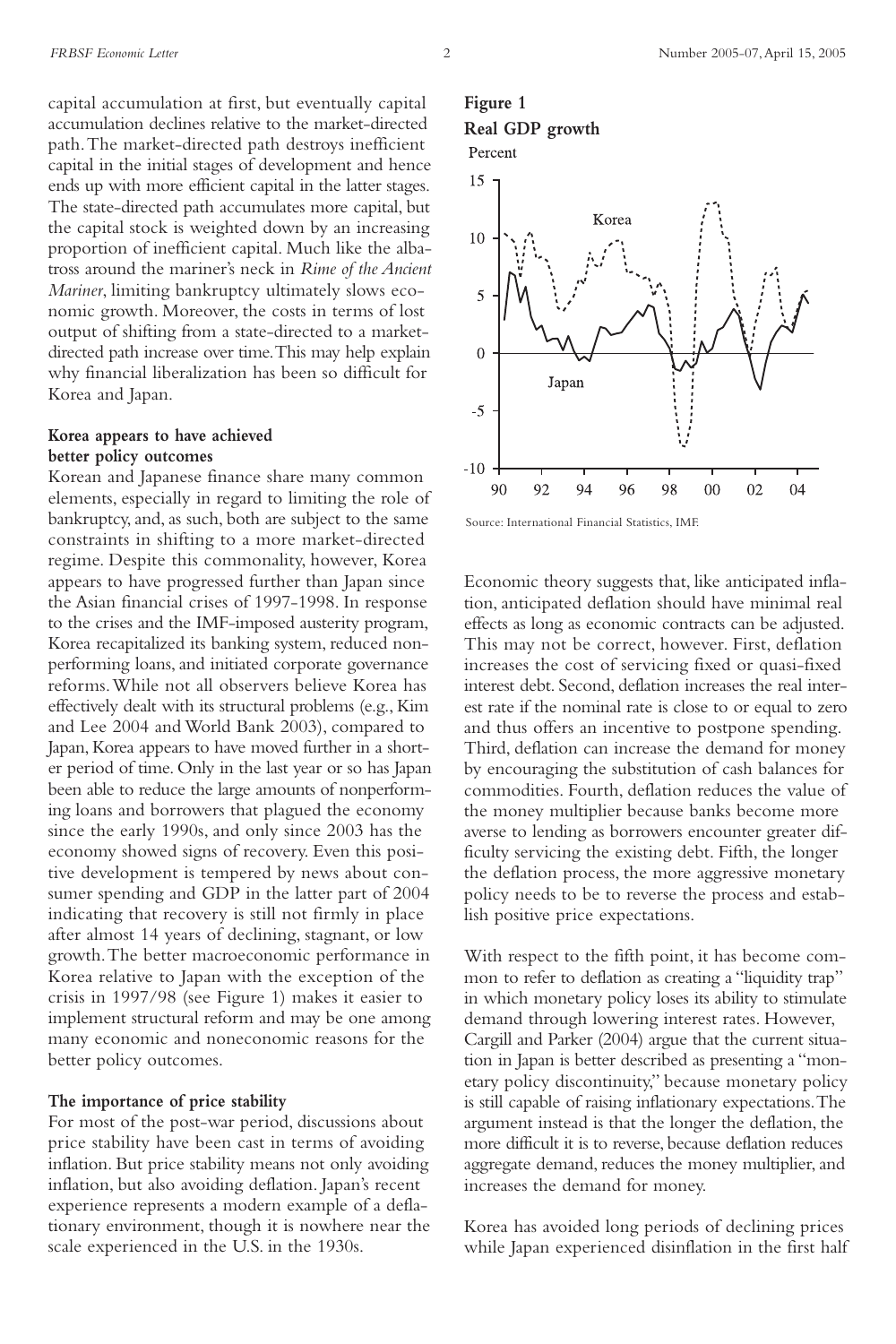capital accumulation at first, but eventually capital accumulation declines relative to the market-directed path. The market-directed path destroys inefficient capital in the initial stages of development and hence ends up with more efficient capital in the latter stages. The state-directed path accumulates more capital, but the capital stock is weighted down by an increasing proportion of inefficient capital. Much like the albatross around the mariner's neck in *Rime of the Ancient Mariner*, limiting bankruptcy ultimately slows economic growth. Moreover, the costs in terms of lost output of shifting from a state-directed to a market-directed path increase over time. This may help explain why financial liberalization has been so difficult for Korea and Japan.

**Korea appears to have achieved better policy outcomes**

Korean and Japanese finance share many common elements, especially in regard to limiting the role of bankruptcy, and, as such, both are subject to the same constraints in shifting to a more market-directed regime. Despite this commonality, however, Korea appears to have progressed further than Japan since the Asian financial crises of 1997-1998. In response to the crises and the IMF-imposed austerity program, Korea recapitalized its banking system, reduced nonperforming loans, and initiated corporate governance reforms. While not all observers believe Korea has effectively dealt with its structural problems (e.g., Kim and Lee 2004 and World Bank 2003), compared to Japan, Korea appears to have moved further in a shorter period of time. Only in the last year or so has Japan been able to reduce the large amounts of nonperforming loans and borrowers that plagued the economy since the early 1990s, and only since 2003 has the economy showed signs of recovery. Even this positive development is tempered by news about consumer spending and GDP in the latter part of 2004 indicating that recovery is still not firmly in place after almost 14 years of declining, stagnant, or low growth. The better macroeconomic performance in Korea relative to Japan with the exception of the crisis in 1997/98 (see Figure 1) makes it easier to implement structural reform and may be one among many economic and noneconomic reasons for the better policy outcomes.

**The importance of price stability**

For most of the post-war period, discussions about price stability have been cast in terms of avoiding inflation. But price stability means not only avoiding inflation, but also avoiding deflation. Japan's recent experience represents a modern example of a deflationary environment, though it is nowhere near the scale experienced in the U.S. in the 1930s.

**Figure 1**
**Real GDP growth**

Source: International Financial Statistics, IMF.

Economic theory suggests that, like anticipated inflation, anticipated deflation should have minimal real effects as long as economic contracts can be adjusted. This may not be correct, however. First, deflation increases the cost of servicing fixed or quasi-fixed interest debt. Second, deflation increases the real interest rate if the nominal rate is close to or equal to zero and thus offers an incentive to postpone spending. Third, deflation can increase the demand for money by encouraging the substitution of cash balances for commodities. Fourth, deflation reduces the value of the money multiplier because banks become more averse to lending as borrowers encounter greater difficulty servicing the existing debt. Fifth, the longer the deflation process, the more aggressive monetary policy needs to be to reverse the process and establish positive price expectations.

With respect to the fifth point, it has become common to refer to deflation as creating a "liquidity trap" in which monetary policy loses its ability to stimulate demand through lowering interest rates. However, Cargill and Parker (2004) argue that the current situation in Japan is better described as presenting a "monetary policy discontinuity," because monetary policy is still capable of raising inflationary expectations. The argument instead is that the longer the deflation, the more difficult it is to reverse, because deflation reduces aggregate demand, reduces the money multiplier, and increases the demand for money.

Korea has avoided long periods of declining prices while Japan experienced disinflation in the first half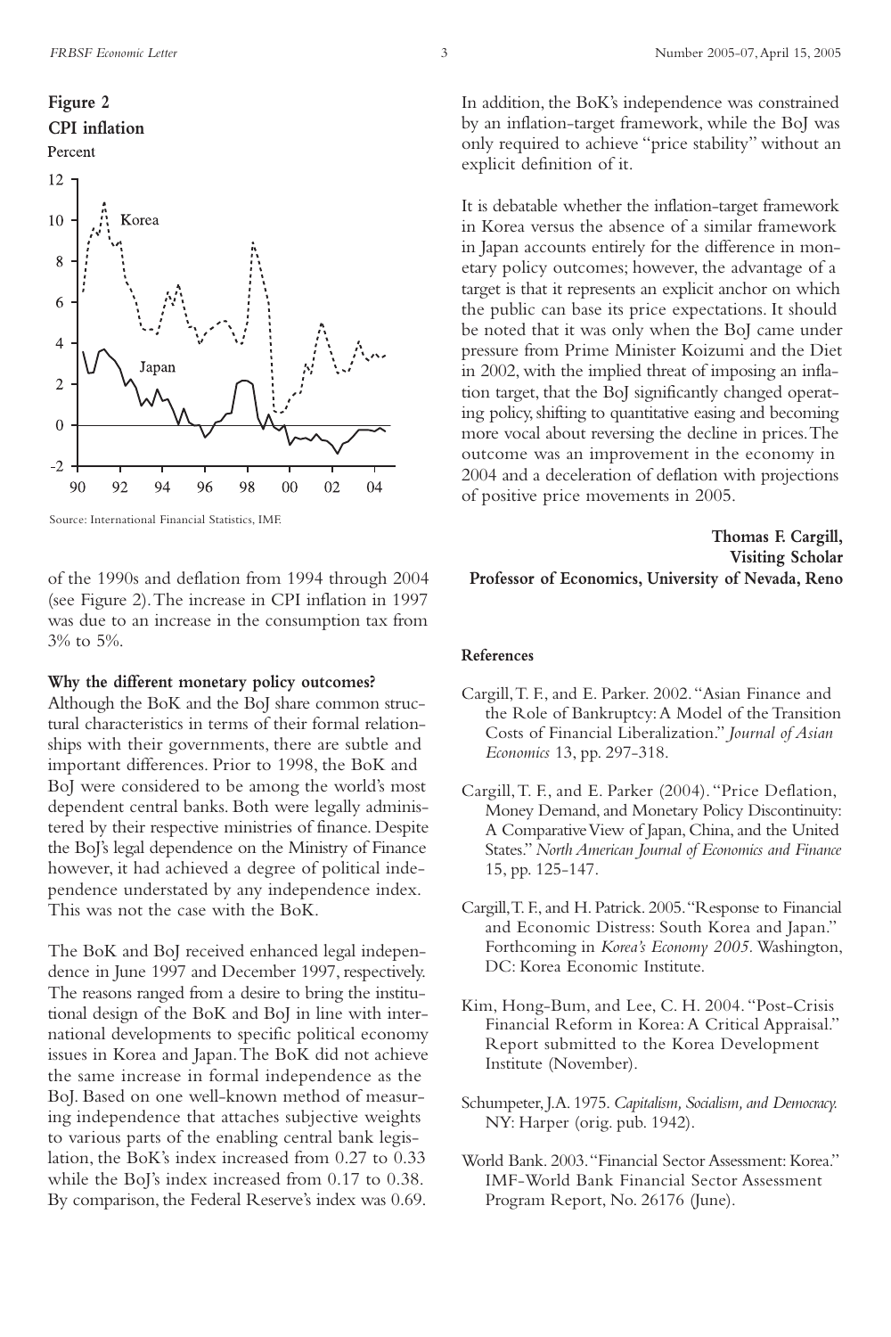**Figure 2**
**CPI inflation**

Source: International Financial Statistics, IMF.

of the 1990s and deflation from 1994 through 2004 (see Figure 2). The increase in CPI inflation in 1997 was due to an increase in the consumption tax from 3% to 5%.

**Why the different monetary policy outcomes?**

Although the BoK and the BoJ share common structural characteristics in terms of their formal relationships with their governments, there are subtle and important differences. Prior to 1998, the BoK and BoJ were considered to be among the world's most dependent central banks. Both were legally administered by their respective ministries of finance. Despite the BoJ's legal dependence on the Ministry of Finance however, it had achieved a degree of political independence understated by any independence index. This was not the case with the BoK.

The BoK and BoJ received enhanced legal independence in June 1997 and December 1997, respectively. The reasons ranged from a desire to bring the institutional design of the BoK and BoJ in line with international developments to specific political economy issues in Korea and Japan. The BoK did not achieve the same increase in formal independence as the BoJ. Based on one well-known method of measuring independence that attaches subjective weights to various parts of the enabling central bank legislation, the BoK's index increased from 0.27 to 0.33 while the BoJ's index increased from 0.17 to 0.38. By comparison, the Federal Reserve's index was 0.69.

In addition, the BoK's independence was constrained by an inflation-target framework, while the BoJ was only required to achieve "price stability" without an explicit definition of it.

It is debatable whether the inflation-target framework in Korea versus the absence of a similar framework in Japan accounts entirely for the difference in monetary policy outcomes; however, the advantage of a target is that it represents an explicit anchor on which the public can base its price expectations. It should be noted that it was only when the BoJ came under pressure from Prime Minister Koizumi and the Diet in 2002, with the implied threat of imposing an inflation target, that the BoJ significantly changed operating policy, shifting to quantitative easing and becoming more vocal about reversing the decline in prices. The outcome was an improvement in the economy in 2004 and a deceleration of deflation with projections of positive price movements in 2005.

**Thomas F. Cargill,**
**Visiting Scholar**
**Professor of Economics, University of Nevada, Reno**

**References**

Cargill, T. F., and E. Parker. 2002. "Asian Finance and the Role of Bankruptcy: A Model of the Transition Costs of Financial Liberalization." *Journal of Asian Economics* 13, pp. 297-318.

Cargill, T. F., and E. Parker (2004). "Price Deflation, Money Demand, and Monetary Policy Discontinuity: A Comparative View of Japan, China, and the United States." *North American Journal of Economics and Finance* 15, pp. 125-147.

Cargill, T. F., and H. Patrick. 2005. "Response to Financial and Economic Distress: South Korea and Japan." Forthcoming in *Korea's Economy 2005*. Washington, DC: Korea Economic Institute.

Kim, Hong-Bum, and Lee, C. H. 2004. "Post-Crisis Financial Reform in Korea: A Critical Appraisal." Report submitted to the Korea Development Institute (November).

Schumpeter, J.A. 1975. *Capitalism, Socialism, and Democracy.* NY: Harper (orig. pub. 1942).

World Bank. 2003. "Financial Sector Assessment: Korea." IMF-World Bank Financial Sector Assessment Program Report, No. 26176 (June).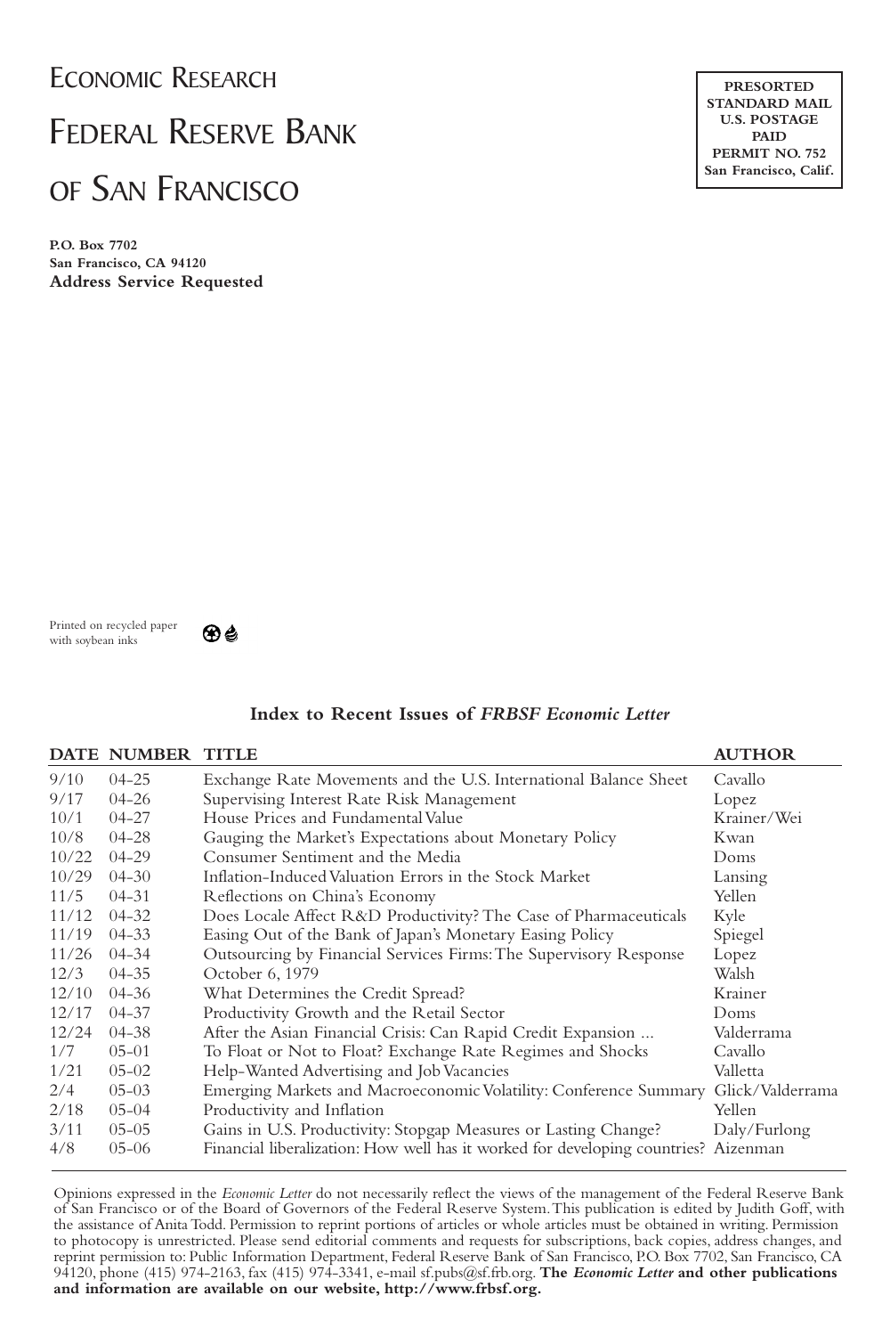# ECONOMIC RESEARCH

# FEDERAL RESERVE BANK OF SAN FRANCISCO

**P.O. Box 7702**
**San Francisco, CA 94120**
**Address Service Requested**

**PRESORTED STANDARD MAIL U.S. POSTAGE PAID PERMIT NO. 752 San Francisco, Calif.**

Printed on recycled paper with soybean inks

### Index to Recent Issues of *FRBSF Economic Letter*

| DATE | NUMBER | TITLE | AUTHOR |
|---|---|---|---|
| 9/10 | 04-25 | Exchange Rate Movements and the U.S. International Balance Sheet | Cavallo |
| 9/17 | 04-26 | Supervising Interest Rate Risk Management | Lopez |
| 10/1 | 04-27 | House Prices and Fundamental Value | Krainer/Wei |
| 10/8 | 04-28 | Gauging the Market's Expectations about Monetary Policy | Kwan |
| 10/22 | 04-29 | Consumer Sentiment and the Media | Doms |
| 10/29 | 04-30 | Inflation-Induced Valuation Errors in the Stock Market | Lansing |
| 11/5 | 04-31 | Reflections on China's Economy | Yellen |
| 11/12 | 04-32 | Does Locale Affect R&D Productivity? The Case of Pharmaceuticals | Kyle |
| 11/19 | 04-33 | Easing Out of the Bank of Japan's Monetary Easing Policy | Spiegel |
| 11/26 | 04-34 | Outsourcing by Financial Services Firms: The Supervisory Response | Lopez |
| 12/3 | 04-35 | October 6, 1979 | Walsh |
| 12/10 | 04-36 | What Determines the Credit Spread? | Krainer |
| 12/17 | 04-37 | Productivity Growth and the Retail Sector | Doms |
| 12/24 | 04-38 | After the Asian Financial Crisis: Can Rapid Credit Expansion ... | Valderrama |
| 1/7 | 05-01 | To Float or Not to Float? Exchange Rate Regimes and Shocks | Cavallo |
| 1/21 | 05-02 | Help-Wanted Advertising and Job Vacancies | Valletta |
| 2/4 | 05-03 | Emerging Markets and Macroeconomic Volatility: Conference Summary | Glick/Valderrama |
| 2/18 | 05-04 | Productivity and Inflation | Yellen |
| 3/11 | 05-05 | Gains in U.S. Productivity: Stopgap Measures or Lasting Change? | Daly/Furlong |
| 4/8 | 05-06 | Financial liberalization: How well has it worked for developing countries? | Aizenman |

Opinions expressed in the *Economic Letter* do not necessarily reflect the views of the management of the Federal Reserve Bank of San Francisco or of the Board of Governors of the Federal Reserve System. This publication is edited by Judith Goff, with the assistance of Anita Todd. Permission to reprint portions of articles or whole articles must be obtained in writing. Permission to photocopy is unrestricted. Please send editorial comments and requests for subscriptions, back copies, address changes, and reprint permission to: Public Information Department, Federal Reserve Bank of San Francisco, P.O. Box 7702, San Francisco, CA 94120, phone (415) 974-2163, fax (415) 974-3341, e-mail sf.pubs@sf.frb.org. **The *Economic Letter* and other publications and information are available on our website, http://www.frbsf.org.**